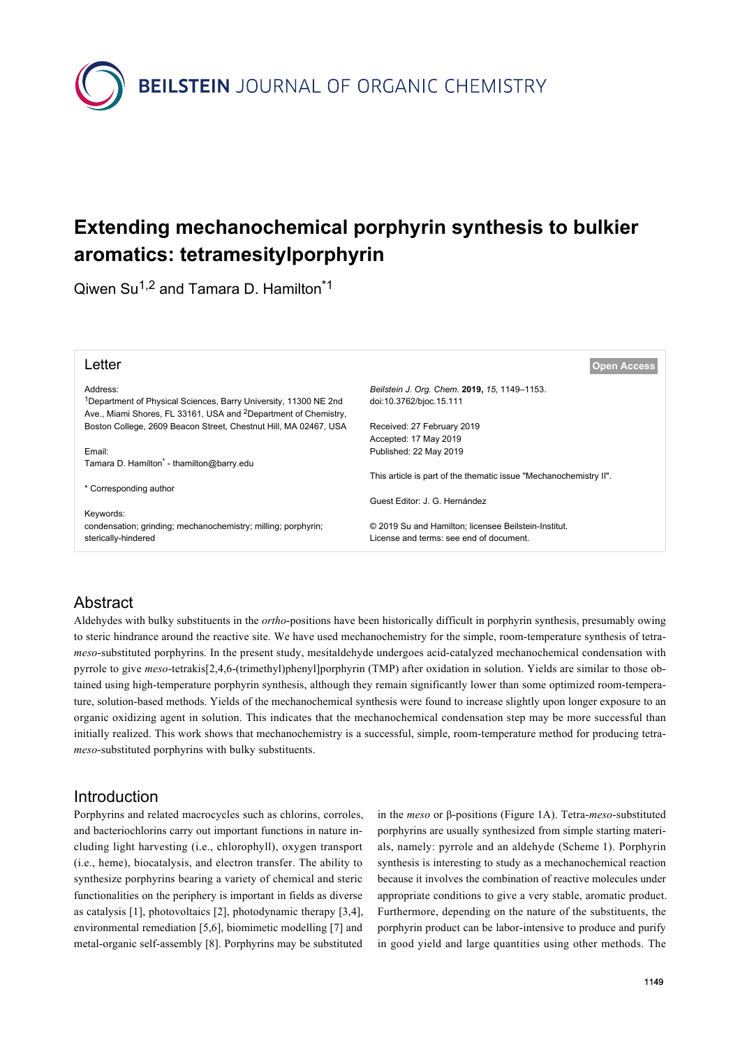BEILSTEIN JOURNAL OF ORGANIC CHEMISTRY

# Extending mechanochemical porphyrin synthesis to bulkier aromatics: tetramesitylporphyrin

Qiwen Su[1,2] and Tamara D. Hamilton[*1]

**Letter**

**Open Access**

Address:
[1]Department of Physical Sciences, Barry University, 11300 NE 2nd Ave., Miami Shores, FL 33161, USA and [2]Department of Chemistry, Boston College, 2609 Beacon Street, Chestnut Hill, MA 02467, USA

Email:
Tamara D. Hamilton* - thamilton@barry.edu

* Corresponding author

Keywords:
condensation; grinding; mechanochemistry; milling; porphyrin; sterically-hindered

*Beilstein J. Org. Chem.* **2019,** *15,* 1149–1153.
doi:10.3762/bjoc.15.111

Received: 27 February 2019
Accepted: 17 May 2019
Published: 22 May 2019

This article is part of the thematic issue "Mechanochemistry II".

Guest Editor: J. G. Hernández

© 2019 Su and Hamilton; licensee Beilstein-Institut.
License and terms: see end of document.

## Abstract

Aldehydes with bulky substituents in the *ortho*-positions have been historically difficult in porphyrin synthesis, presumably owing to steric hindrance around the reactive site. We have used mechanochemistry for the simple, room-temperature synthesis of tetra-*meso*-substituted porphyrins. In the present study, mesitaldehyde undergoes acid-catalyzed mechanochemical condensation with pyrrole to give *meso*-tetrakis[2,4,6-(trimethyl)phenyl]porphyrin (TMP) after oxidation in solution. Yields are similar to those obtained using high-temperature porphyrin synthesis, although they remain significantly lower than some optimized room-temperature, solution-based methods. Yields of the mechanochemical synthesis were found to increase slightly upon longer exposure to an organic oxidizing agent in solution. This indicates that the mechanochemical condensation step may be more successful than initially realized. This work shows that mechanochemistry is a successful, simple, room-temperature method for producing tetra-*meso*-substituted porphyrins with bulky substituents.

## Introduction

Porphyrins and related macrocycles such as chlorins, corroles, and bacteriochlorins carry out important functions in nature including light harvesting (i.e., chlorophyll), oxygen transport (i.e., heme), biocatalysis, and electron transfer. The ability to synthesize porphyrins bearing a variety of chemical and steric functionalities on the periphery is important in fields as diverse as catalysis [1], photovoltaics [2], photodynamic therapy [3,4], environmental remediation [5,6], biomimetic modelling [7] and metal-organic self-assembly [8]. Porphyrins may be substituted in the *meso* or β-positions (Figure 1A). Tetra-*meso*-substituted porphyrins are usually synthesized from simple starting materials, namely: pyrrole and an aldehyde (Scheme 1). Porphyrin synthesis is interesting to study as a mechanochemical reaction because it involves the combination of reactive molecules under appropriate conditions to give a very stable, aromatic product. Furthermore, depending on the nature of the substituents, the porphyrin product can be labor-intensive to produce and purify in good yield and large quantities using other methods. The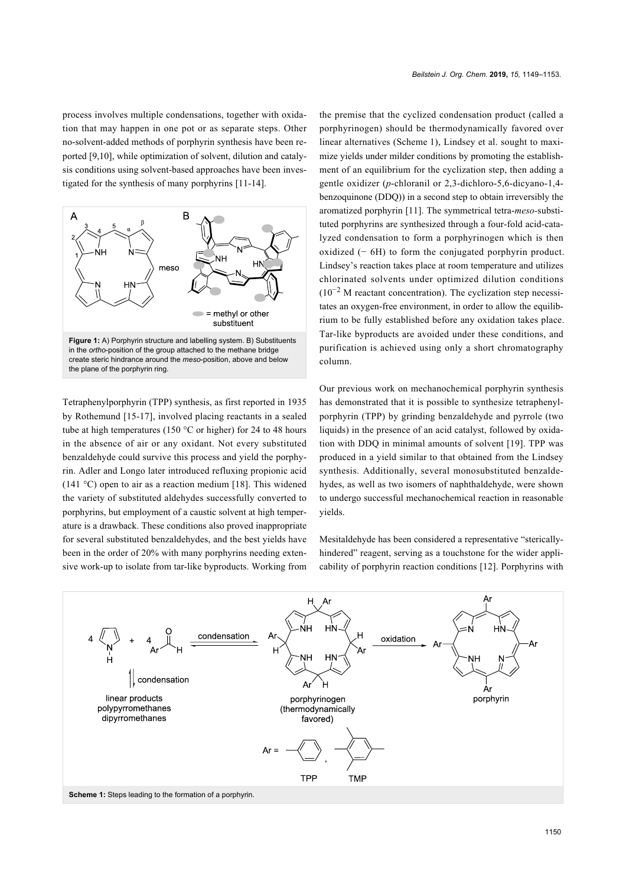process involves multiple condensations, together with oxidation that may happen in one pot or as separate steps. Other no-solvent-added methods of porphyrin synthesis have been reported [9,10], while optimization of solvent, dilution and catalysis conditions using solvent-based approaches have been investigated for the synthesis of many porphyrins [11-14].

**Figure 1:** A) Porphyrin structure and labelling system. B) Substituents in the *ortho*-position of the group attached to the methane bridge create steric hindrance around the *meso*-position, above and below the plane of the porphyrin ring.

Tetraphenylporphyrin (TPP) synthesis, as first reported in 1935 by Rothemund [15-17], involved placing reactants in a sealed tube at high temperatures (150 °C or higher) for 24 to 48 hours in the absence of air or any oxidant. Not every substituted benzaldehyde could survive this process and yield the porphyrin. Adler and Longo later introduced refluxing propionic acid (141 °C) open to air as a reaction medium [18]. This widened the variety of substituted aldehydes successfully converted to porphyrins, but employment of a caustic solvent at high temperature is a drawback. These conditions also proved inappropriate for several substituted benzaldehydes, and the best yields have been in the order of 20% with many porphyrins needing extensive work-up to isolate from tar-like byproducts. Working from the premise that the cyclized condensation product (called a porphyrinogen) should be thermodynamically favored over linear alternatives (Scheme 1), Lindsey et al. sought to maximize yields under milder conditions by promoting the establishment of an equilibrium for the cyclization step, then adding a gentle oxidizer (*p*-chloranil or 2,3-dichloro-5,6-dicyano-1,4-benzoquinone (DDQ)) in a second step to obtain irreversibly the aromatized porphyrin [11]. The symmetrical tetra-*meso*-substituted porphyrins are synthesized through a four-fold acid-catalyzed condensation to form a porphyrinogen which is then oxidized (− 6H) to form the conjugated porphyrin product. Lindsey's reaction takes place at room temperature and utilizes chlorinated solvents under optimized dilution conditions ($10^{-2}$ M reactant concentration). The cyclization step necessitates an oxygen-free environment, in order to allow the equilibrium to be fully established before any oxidation takes place. Tar-like byproducts are avoided under these conditions, and purification is achieved using only a short chromatography column.

Our previous work on mechanochemical porphyrin synthesis has demonstrated that it is possible to synthesize tetraphenylporphyrin (TPP) by grinding benzaldehyde and pyrrole (two liquids) in the presence of an acid catalyst, followed by oxidation with DDQ in minimal amounts of solvent [19]. TPP was produced in a yield similar to that obtained from the Lindsey synthesis. Additionally, several monosubstituted benzaldehydes, as well as two isomers of naphthaldehyde, were shown to undergo successful mechanochemical reaction in reasonable yields.

Mesitaldehyde has been considered a representative "sterically-hindered" reagent, serving as a touchstone for the wider applicability of porphyrin reaction conditions [12]. Porphyrins with

**Scheme 1:** Steps leading to the formation of a porphyrin.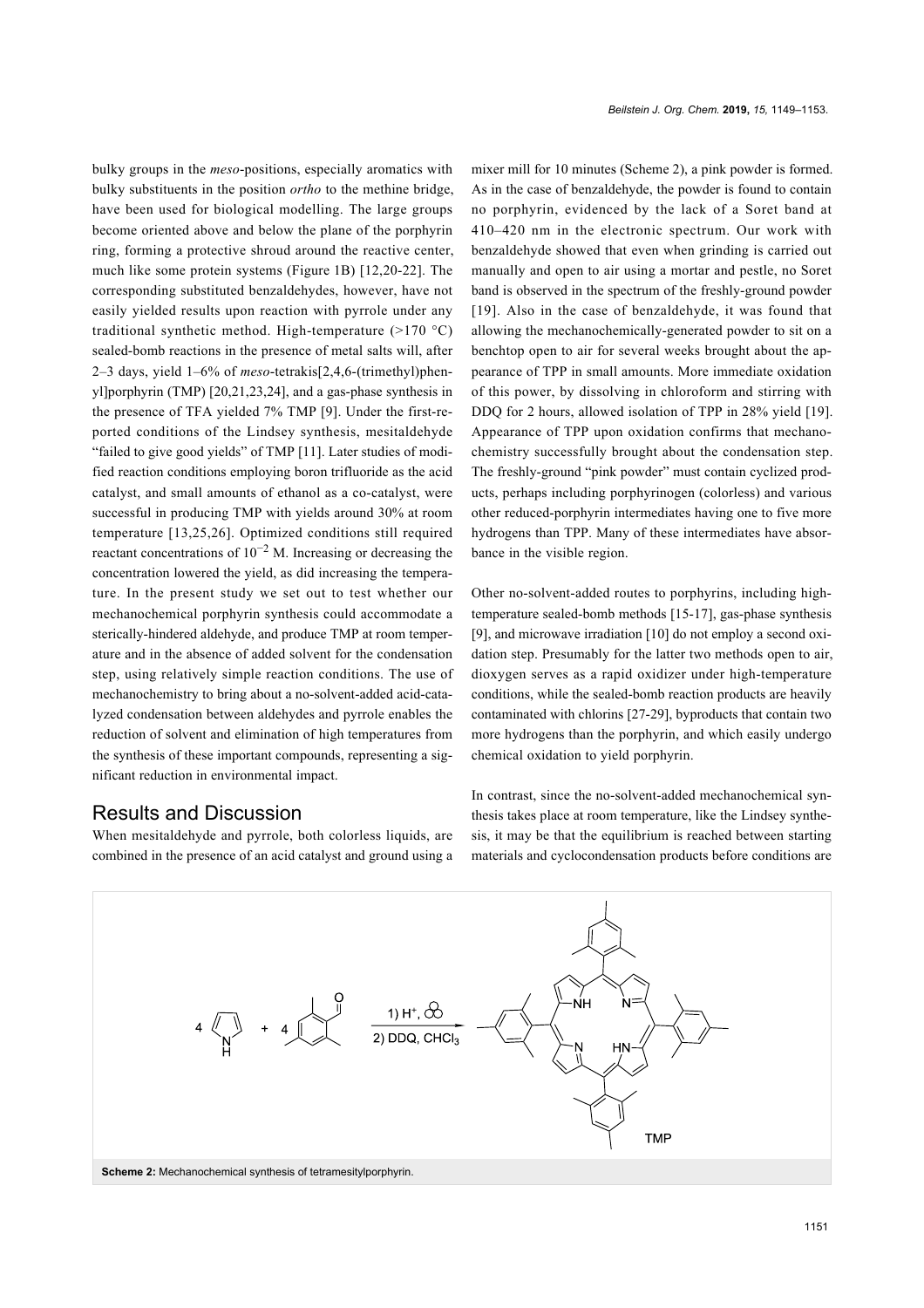bulky groups in the *meso*-positions, especially aromatics with bulky substituents in the position *ortho* to the methine bridge, have been used for biological modelling. The large groups become oriented above and below the plane of the porphyrin ring, forming a protective shroud around the reactive center, much like some protein systems (Figure 1B) [12,20-22]. The corresponding substituted benzaldehydes, however, have not easily yielded results upon reaction with pyrrole under any traditional synthetic method. High-temperature (>170 °C) sealed-bomb reactions in the presence of metal salts will, after 2–3 days, yield 1–6% of *meso*-tetrakis[2,4,6-(trimethyl)phenyl]porphyrin (TMP) [20,21,23,24], and a gas-phase synthesis in the presence of TFA yielded 7% TMP [9]. Under the first-reported conditions of the Lindsey synthesis, mesitaldehyde "failed to give good yields" of TMP [11]. Later studies of modified reaction conditions employing boron trifluoride as the acid catalyst, and small amounts of ethanol as a co-catalyst, were successful in producing TMP with yields around 30% at room temperature [13,25,26]. Optimized conditions still required reactant concentrations of $10^{-2}$ M. Increasing or decreasing the concentration lowered the yield, as did increasing the temperature. In the present study we set out to test whether our mechanochemical porphyrin synthesis could accommodate a sterically-hindered aldehyde, and produce TMP at room temperature and in the absence of added solvent for the condensation step, using relatively simple reaction conditions. The use of mechanochemistry to bring about a no-solvent-added acid-catalyzed condensation between aldehydes and pyrrole enables the reduction of solvent and elimination of high temperatures from the synthesis of these important compounds, representing a significant reduction in environmental impact.

## Results and Discussion

When mesitaldehyde and pyrrole, both colorless liquids, are combined in the presence of an acid catalyst and ground using a mixer mill for 10 minutes (Scheme 2), a pink powder is formed. As in the case of benzaldehyde, the powder is found to contain no porphyrin, evidenced by the lack of a Soret band at 410–420 nm in the electronic spectrum. Our work with benzaldehyde showed that even when grinding is carried out manually and open to air using a mortar and pestle, no Soret band is observed in the spectrum of the freshly-ground powder [19]. Also in the case of benzaldehyde, it was found that allowing the mechanochemically-generated powder to sit on a benchtop open to air for several weeks brought about the appearance of TPP in small amounts. More immediate oxidation of this power, by dissolving in chloroform and stirring with DDQ for 2 hours, allowed isolation of TPP in 28% yield [19]. Appearance of TPP upon oxidation confirms that mechanochemistry successfully brought about the condensation step. The freshly-ground "pink powder" must contain cyclized products, perhaps including porphyrinogen (colorless) and various other reduced-porphyrin intermediates having one to five more hydrogens than TPP. Many of these intermediates have absorbance in the visible region.

Other no-solvent-added routes to porphyrins, including high-temperature sealed-bomb methods [15-17], gas-phase synthesis [9], and microwave irradiation [10] do not employ a second oxidation step. Presumably for the latter two methods open to air, dioxygen serves as a rapid oxidizer under high-temperature conditions, while the sealed-bomb reaction products are heavily contaminated with chlorins [27-29], byproducts that contain two more hydrogens than the porphyrin, and which easily undergo chemical oxidation to yield porphyrin.

In contrast, since the no-solvent-added mechanochemical synthesis takes place at room temperature, like the Lindsey synthesis, it may be that the equilibrium is reached between starting materials and cyclocondensation products before conditions are

4 pyrrole + 4 mesitaldehyde → 1) $H^+$, (mixer mill) 2) DDQ, $CHCl_3$ → TMP

**Scheme 2:** Mechanochemical synthesis of tetramesitylporphyrin.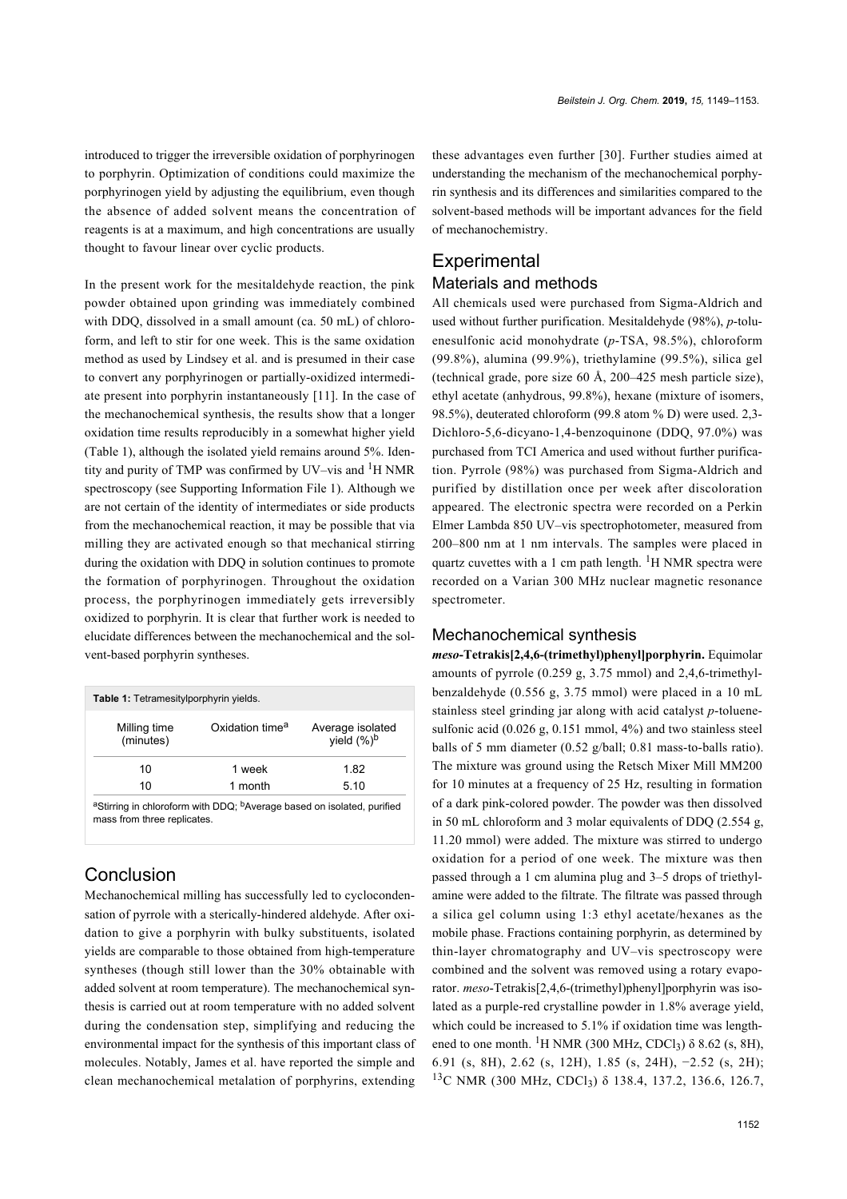introduced to trigger the irreversible oxidation of porphyrinogen to porphyrin. Optimization of conditions could maximize the porphyrinogen yield by adjusting the equilibrium, even though the absence of added solvent means the concentration of reagents is at a maximum, and high concentrations are usually thought to favour linear over cyclic products.

In the present work for the mesitaldehyde reaction, the pink powder obtained upon grinding was immediately combined with DDQ, dissolved in a small amount (ca. 50 mL) of chloroform, and left to stir for one week. This is the same oxidation method as used by Lindsey et al. and is presumed in their case to convert any porphyrinogen or partially-oxidized intermediate present into porphyrin instantaneously [11]. In the case of the mechanochemical synthesis, the results show that a longer oxidation time results reproducibly in a somewhat higher yield (Table 1), although the isolated yield remains around 5%. Identity and purity of TMP was confirmed by UV–vis and $^{1}$H NMR spectroscopy (see Supporting Information File 1). Although we are not certain of the identity of intermediates or side products from the mechanochemical reaction, it may be possible that via milling they are activated enough so that mechanical stirring during the oxidation with DDQ in solution continues to promote the formation of porphyrinogen. Throughout the oxidation process, the porphyrinogen immediately gets irreversibly oxidized to porphyrin. It is clear that further work is needed to elucidate differences between the mechanochemical and the solvent-based porphyrin syntheses.

**Table 1:** Tetramesitylporphyrin yields.

| Milling time (minutes) | Oxidation time[a] | Average isolated yield (%)[b] |
|---|---|---|
| 10 | 1 week | 1.82 |
| 10 | 1 month | 5.10 |

[a]Stirring in chloroform with DDQ; [b]Average based on isolated, purified mass from three replicates.

## Conclusion

Mechanochemical milling has successfully led to cyclocondensation of pyrrole with a sterically-hindered aldehyde. After oxidation to give a porphyrin with bulky substituents, isolated yields are comparable to those obtained from high-temperature syntheses (though still lower than the 30% obtainable with added solvent at room temperature). The mechanochemical synthesis is carried out at room temperature with no added solvent during the condensation step, simplifying and reducing the environmental impact for the synthesis of this important class of molecules. Notably, James et al. have reported the simple and clean mechanochemical metalation of porphyrins, extending these advantages even further [30]. Further studies aimed at understanding the mechanism of the mechanochemical porphyrin synthesis and its differences and similarities compared to the solvent-based methods will be important advances for the field of mechanochemistry.

## Experimental

### Materials and methods

All chemicals used were purchased from Sigma-Aldrich and used without further purification. Mesitaldehyde (98%), *p*-toluenesulfonic acid monohydrate (*p*-TSA, 98.5%), chloroform (99.8%), alumina (99.9%), triethylamine (99.5%), silica gel (technical grade, pore size 60 Å, 200–425 mesh particle size), ethyl acetate (anhydrous, 99.8%), hexane (mixture of isomers, 98.5%), deuterated chloroform (99.8 atom % D) were used. 2,3-Dichloro-5,6-dicyano-1,4-benzoquinone (DDQ, 97.0%) was purchased from TCI America and used without further purification. Pyrrole (98%) was purchased from Sigma-Aldrich and purified by distillation once per week after discoloration appeared. The electronic spectra were recorded on a Perkin Elmer Lambda 850 UV–vis spectrophotometer, measured from 200–800 nm at 1 nm intervals. The samples were placed in quartz cuvettes with a 1 cm path length. $^{1}$H NMR spectra were recorded on a Varian 300 MHz nuclear magnetic resonance spectrometer.

### Mechanochemical synthesis

***meso*-Tetrakis[2,4,6-(trimethyl)phenyl]porphyrin.** Equimolar amounts of pyrrole (0.259 g, 3.75 mmol) and 2,4,6-trimethylbenzaldehyde (0.556 g, 3.75 mmol) were placed in a 10 mL stainless steel grinding jar along with acid catalyst *p*-toluenesulfonic acid (0.026 g, 0.151 mmol, 4%) and two stainless steel balls of 5 mm diameter (0.52 g/ball; 0.81 mass-to-balls ratio). The mixture was ground using the Retsch Mixer Mill MM200 for 10 minutes at a frequency of 25 Hz, resulting in formation of a dark pink-colored powder. The powder was then dissolved in 50 mL chloroform and 3 molar equivalents of DDQ (2.554 g, 11.20 mmol) were added. The mixture was stirred to undergo oxidation for a period of one week. The mixture was then passed through a 1 cm alumina plug and 3–5 drops of triethylamine were added to the filtrate. The filtrate was passed through a silica gel column using 1:3 ethyl acetate/hexanes as the mobile phase. Fractions containing porphyrin, as determined by thin-layer chromatography and UV–vis spectroscopy were combined and the solvent was removed using a rotary evaporator. *meso*-Tetrakis[2,4,6-(trimethyl)phenyl]porphyrin was isolated as a purple-red crystalline powder in 1.8% average yield, which could be increased to 5.1% if oxidation time was lengthened to one month. $^{1}$H NMR (300 MHz, $CDCl_3$) δ 8.62 (s, 8H), 6.91 (s, 8H), 2.62 (s, 12H), 1.85 (s, 24H), −2.52 (s, 2H); $^{13}$C NMR (300 MHz, $CDCl_3$) δ 138.4, 137.2, 136.6, 126.7,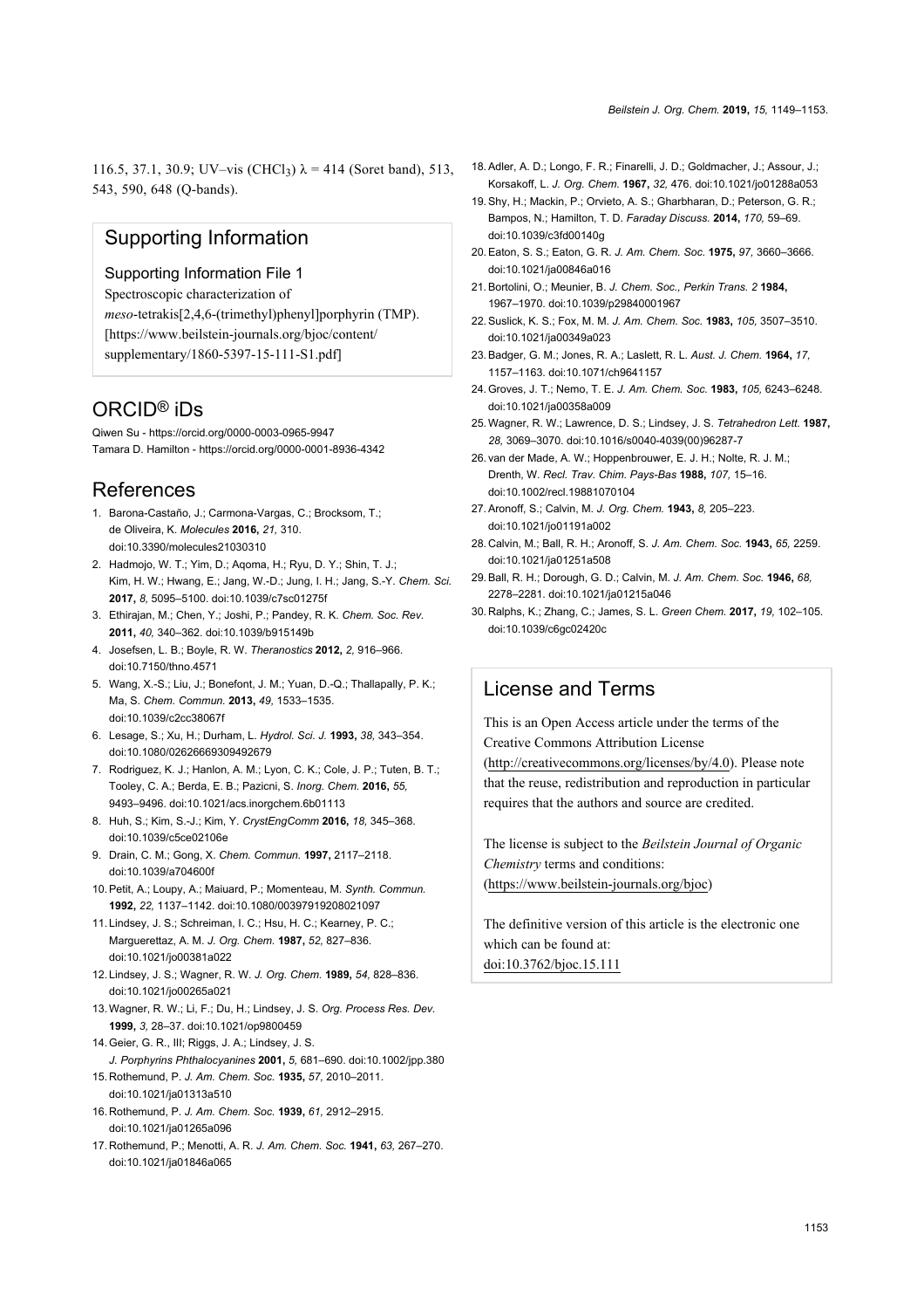116.5, 37.1, 30.9; UV–vis ($CHCl_3$) λ = 414 (Soret band), 513, 543, 590, 648 (Q-bands).

## Supporting Information

### Supporting Information File 1

Spectroscopic characterization of *meso*-tetrakis[2,4,6-(trimethyl)phenyl]porphyrin (TMP).
[https://www.beilstein-journals.org/bjoc/content/supplementary/1860-5397-15-111-S1.pdf]

## ORCID® iDs

Qiwen Su - https://orcid.org/0000-0003-0965-9947
Tamara D. Hamilton - https://orcid.org/0000-0001-8936-4342

## References

1. Barona-Castaño, J.; Carmona-Vargas, C.; Brocksom, T.; de Oliveira, K. *Molecules* **2016,** *21,* 310. doi:10.3390/molecules21030310
2. Hadmojo, W. T.; Yim, D.; Aqoma, H.; Ryu, D. Y.; Shin, T. J.; Kim, H. W.; Hwang, E.; Jang, W.-D.; Jung, I. H.; Jang, S.-Y. *Chem. Sci.* **2017,** *8,* 5095–5100. doi:10.1039/c7sc01275f
3. Ethirajan, M.; Chen, Y.; Joshi, P.; Pandey, R. K. *Chem. Soc. Rev.* **2011,** *40,* 340–362. doi:10.1039/b915149b
4. Josefsen, L. B.; Boyle, R. W. *Theranostics* **2012,** *2,* 916–966. doi:10.7150/thno.4571
5. Wang, X.-S.; Liu, J.; Bonefont, J. M.; Yuan, D.-Q.; Thallapally, P. K.; Ma, S. *Chem. Commun.* **2013,** *49,* 1533–1535. doi:10.1039/c2cc38067f
6. Lesage, S.; Xu, H.; Durham, L. *Hydrol. Sci. J.* **1993,** *38,* 343–354. doi:10.1080/02626669309492679
7. Rodriguez, K. J.; Hanlon, A. M.; Lyon, C. K.; Cole, J. P.; Tuten, B. T.; Tooley, C. A.; Berda, E. B.; Pazicni, S. *Inorg. Chem.* **2016,** *55,* 9493–9496. doi:10.1021/acs.inorgchem.6b01113
8. Huh, S.; Kim, S.-J.; Kim, Y. *CrystEngComm* **2016,** *18,* 345–368. doi:10.1039/c5ce02106e
9. Drain, C. M.; Gong, X. *Chem. Commun.* **1997,** 2117–2118. doi:10.1039/a704600f
10. Petit, A.; Loupy, A.; Maiuard, P.; Momenteau, M. *Synth. Commun.* **1992,** *22,* 1137–1142. doi:10.1080/00397919208021097
11. Lindsey, J. S.; Schreiman, I. C.; Hsu, H. C.; Kearney, P. C.; Marguerettaz, A. M. *J. Org. Chem.* **1987,** *52,* 827–836. doi:10.1021/jo00381a022
12. Lindsey, J. S.; Wagner, R. W. *J. Org. Chem.* **1989,** *54,* 828–836. doi:10.1021/jo00265a021
13. Wagner, R. W.; Li, F.; Du, H.; Lindsey, J. S. *Org. Process Res. Dev.* **1999,** *3,* 28–37. doi:10.1021/op9800459
14. Geier, G. R., III; Riggs, J. A.; Lindsey, J. S. *J. Porphyrins Phthalocyanines* **2001,** *5,* 681–690. doi:10.1002/jpp.380
15. Rothemund, P. *J. Am. Chem. Soc.* **1935,** *57,* 2010–2011. doi:10.1021/ja01313a510
16. Rothemund, P. *J. Am. Chem. Soc.* **1939,** *61,* 2912–2915. doi:10.1021/ja01265a096
17. Rothemund, P.; Menotti, A. R. *J. Am. Chem. Soc.* **1941,** *63,* 267–270. doi:10.1021/ja01846a065
18. Adler, A. D.; Longo, F. R.; Finarelli, J. D.; Goldmacher, J.; Assour, J.; Korsakoff, L. *J. Org. Chem.* **1967,** *32,* 476. doi:10.1021/jo01288a053
19. Shy, H.; Mackin, P.; Orvieto, A. S.; Gharbharan, D.; Peterson, G. R.; Bampos, N.; Hamilton, T. D. *Faraday Discuss.* **2014,** *170,* 59–69. doi:10.1039/c3fd00140g
20. Eaton, S. S.; Eaton, G. R. *J. Am. Chem. Soc.* **1975,** *97,* 3660–3666. doi:10.1021/ja00846a016
21. Bortolini, O.; Meunier, B. *J. Chem. Soc., Perkin Trans. 2* **1984,** 1967–1970. doi:10.1039/p29840001967
22. Suslick, K. S.; Fox, M. M. *J. Am. Chem. Soc.* **1983,** *105,* 3507–3510. doi:10.1021/ja00349a023
23. Badger, G. M.; Jones, R. A.; Laslett, R. L. *Aust. J. Chem.* **1964,** *17,* 1157–1163. doi:10.1071/ch9641157
24. Groves, J. T.; Nemo, T. E. *J. Am. Chem. Soc.* **1983,** *105,* 6243–6248. doi:10.1021/ja00358a009
25. Wagner, R. W.; Lawrence, D. S.; Lindsey, J. S. *Tetrahedron Lett.* **1987,** *28,* 3069–3070. doi:10.1016/s0040-4039(00)96287-7
26. van der Made, A. W.; Hoppenbrouwer, E. J. H.; Nolte, R. J. M.; Drenth, W. *Recl. Trav. Chim. Pays-Bas* **1988,** *107,* 15–16. doi:10.1002/recl.19881070104
27. Aronoff, S.; Calvin, M. *J. Org. Chem.* **1943,** *8,* 205–223. doi:10.1021/jo01191a002
28. Calvin, M.; Ball, R. H.; Aronoff, S. *J. Am. Chem. Soc.* **1943,** *65,* 2259. doi:10.1021/ja01251a508
29. Ball, R. H.; Dorough, G. D.; Calvin, M. *J. Am. Chem. Soc.* **1946,** *68,* 2278–2281. doi:10.1021/ja01215a046
30. Ralphs, K.; Zhang, C.; James, S. L. *Green Chem.* **2017,** *19,* 102–105. doi:10.1039/c6gc02420c

## License and Terms

This is an Open Access article under the terms of the Creative Commons Attribution License (http://creativecommons.org/licenses/by/4.0). Please note that the reuse, redistribution and reproduction in particular requires that the authors and source are credited.

The license is subject to the *Beilstein Journal of Organic Chemistry* terms and conditions: (https://www.beilstein-journals.org/bjoc)

The definitive version of this article is the electronic one which can be found at:
doi:10.3762/bjoc.15.111